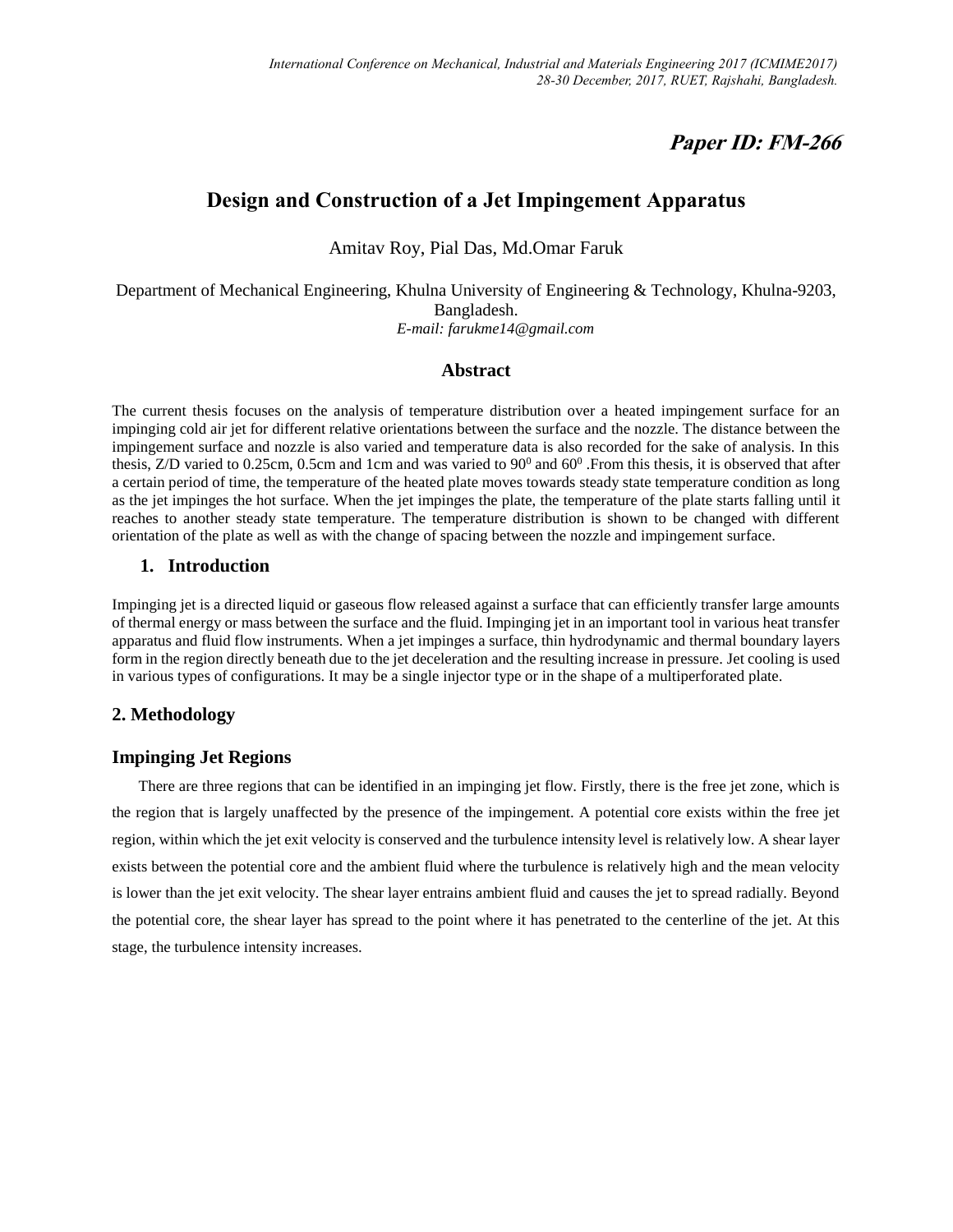# Paper ID: FM-266

# Design and Construction of a Jet Impingement Apparatus

Amitav Roy, Pial Das, Md.Omar Faruk

Department of Mechanical Engineering, Khulna University of Engineering & Technology, Khulna-9203, Bangladesh.

*E-mail: farukme14@gmail.com*

## Abstract

The current thesis focuses on the analysis of temperature distribution over a heated impingement surface for an impinging cold air jet for different relative orientations between the surface and the nozzle. The distance between the impingement surface and nozzle is also varied and temperature data is also recorded for the sake of analysis. In this thesis, Z/D varied to 0.25cm, 0.5cm and 1cm and was varied to $90^0$ and $60^0$ .From this thesis, it is observed that after a certain period of time, the temperature of the heated plate moves towards steady state temperature condition as long as the jet impinges the hot surface. When the jet impinges the plate, the temperature of the plate starts falling until it reaches to another steady state temperature. The temperature distribution is shown to be changed with different orientation of the plate as well as with the change of spacing between the nozzle and impingement surface.

## 1. Introduction

Impinging jet is a directed liquid or gaseous flow released against a surface that can efficiently transfer large amounts of thermal energy or mass between the surface and the fluid. Impinging jet in an important tool in various heat transfer apparatus and fluid flow instruments. When a jet impinges a surface, thin hydrodynamic and thermal boundary layers form in the region directly beneath due to the jet deceleration and the resulting increase in pressure. Jet cooling is used in various types of configurations. It may be a single injector type or in the shape of a multiperforated plate.

## 2. Methodology

### Impinging Jet Regions

There are three regions that can be identified in an impinging jet flow. Firstly, there is the free jet zone, which is the region that is largely unaffected by the presence of the impingement. A potential core exists within the free jet region, within which the jet exit velocity is conserved and the turbulence intensity level is relatively low. A shear layer exists between the potential core and the ambient fluid where the turbulence is relatively high and the mean velocity is lower than the jet exit velocity. The shear layer entrains ambient fluid and causes the jet to spread radially. Beyond the potential core, the shear layer has spread to the point where it has penetrated to the centerline of the jet. At this stage, the turbulence intensity increases.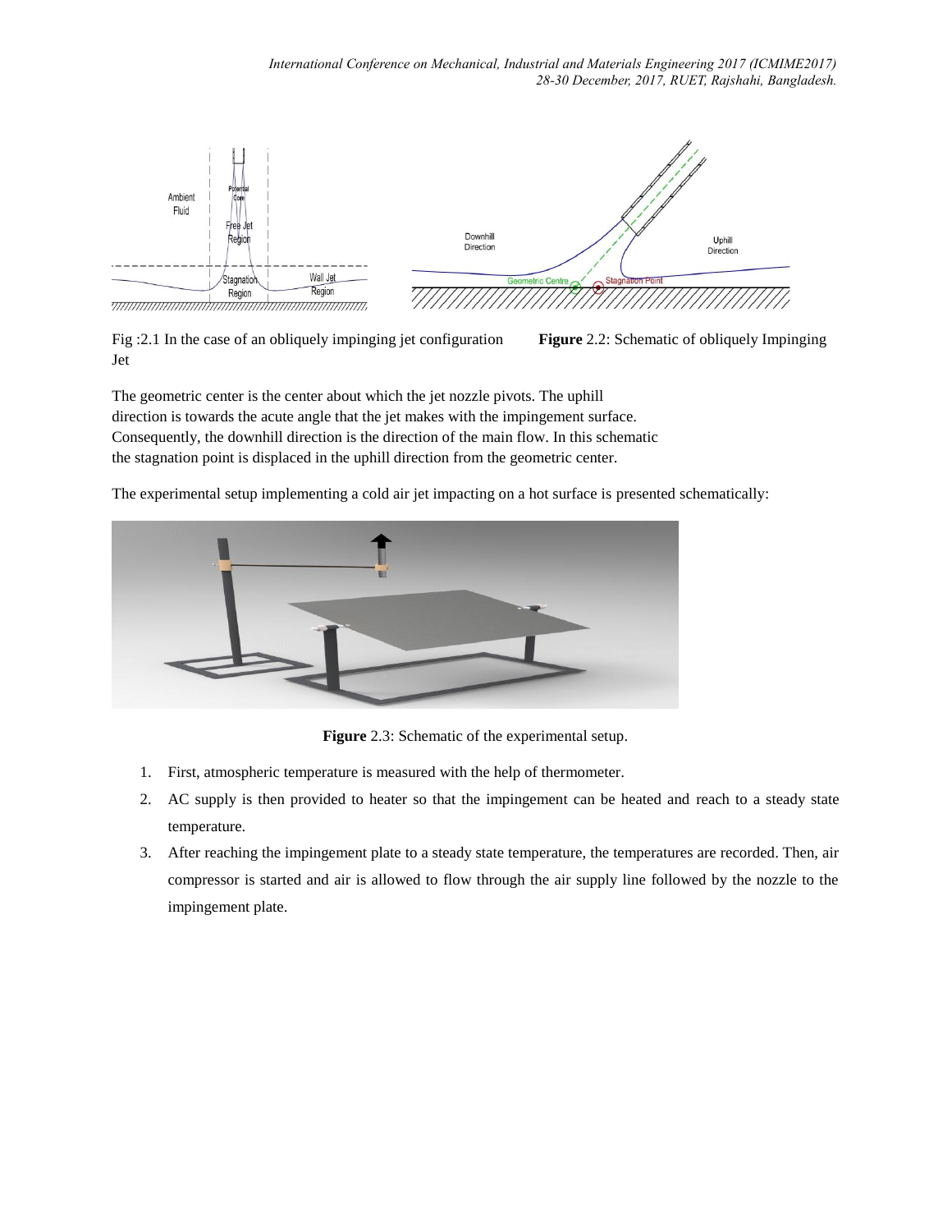Fig :2.1 In the case of an obliquely impinging jet configuration Jet

**Figure** 2.2: Schematic of obliquely Impinging

The geometric center is the center about which the jet nozzle pivots. The uphill direction is towards the acute angle that the jet makes with the impingement surface. Consequently, the downhill direction is the direction of the main flow. In this schematic the stagnation point is displaced in the uphill direction from the geometric center.

The experimental setup implementing a cold air jet impacting on a hot surface is presented schematically:

**Figure** 2.3: Schematic of the experimental setup.

1. First, atmospheric temperature is measured with the help of thermometer.
2. AC supply is then provided to heater so that the impingement can be heated and reach to a steady state temperature.
3. After reaching the impingement plate to a steady state temperature, the temperatures are recorded. Then, air compressor is started and air is allowed to flow through the air supply line followed by the nozzle to the impingement plate.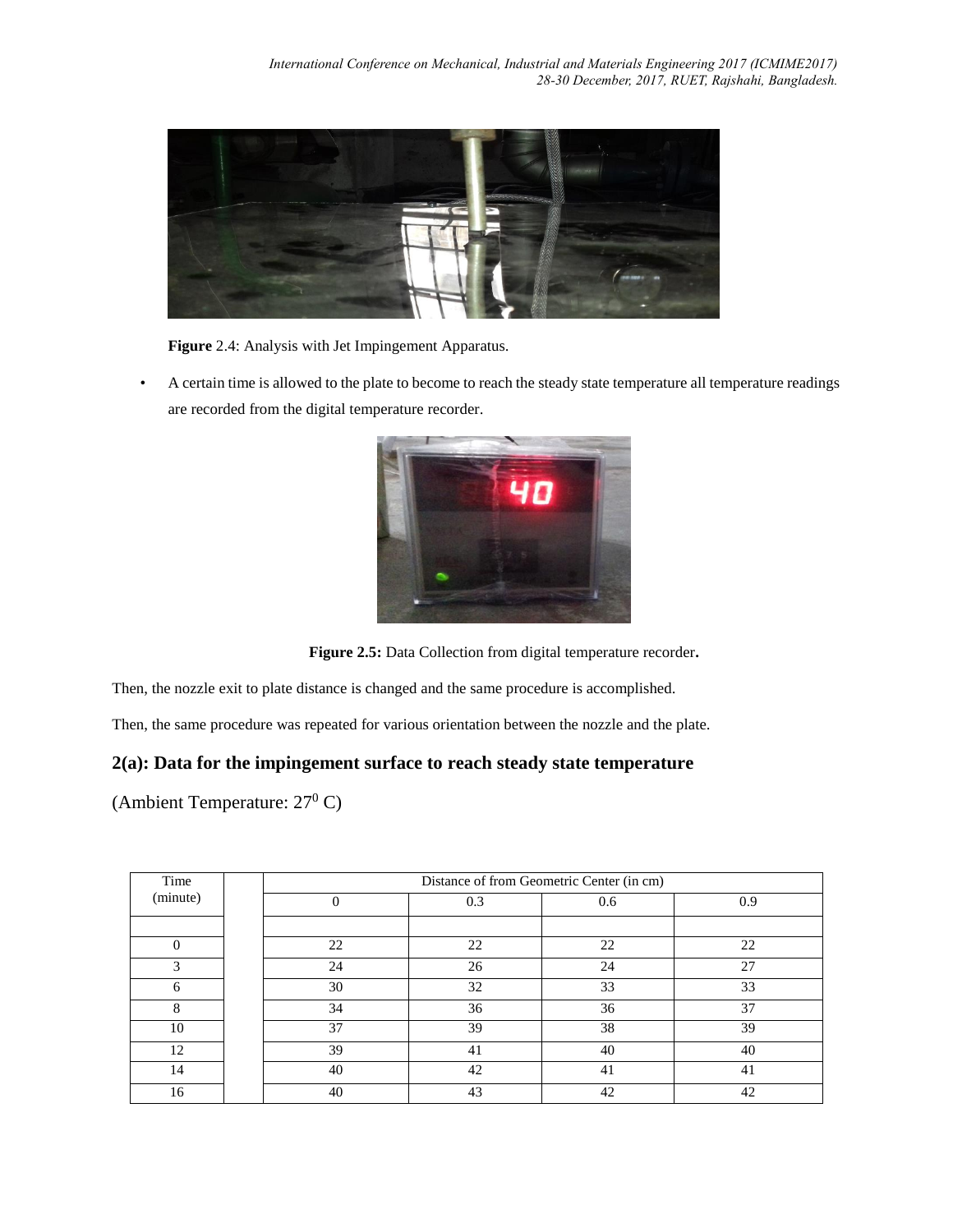**Figure** 2.4: Analysis with Jet Impingement Apparatus.

- A certain time is allowed to the plate to become to reach the steady state temperature all temperature readings are recorded from the digital temperature recorder.

**Figure 2.5:** Data Collection from digital temperature recorder**.**

Then, the nozzle exit to plate distance is changed and the same procedure is accomplished.

Then, the same procedure was repeated for various orientation between the nozzle and the plate.

## 2(a): Data for the impingement surface to reach steady state temperature

(Ambient Temperature: $27^0$ C)

| Time (minute) | | Distance of from Geometric Center (in cm) | | | |
|---|---|---|---|---|---|
| | | 0 | 0.3 | 0.6 | 0.9 |
| | | | | | |
| 0 | | 22 | 22 | 22 | 22 |
| 3 | | 24 | 26 | 24 | 27 |
| 6 | | 30 | 32 | 33 | 33 |
| 8 | | 34 | 36 | 36 | 37 |
| 10 | | 37 | 39 | 38 | 39 |
| 12 | | 39 | 41 | 40 | 40 |
| 14 | | 40 | 42 | 41 | 41 |
| 16 | | 40 | 43 | 42 | 42 |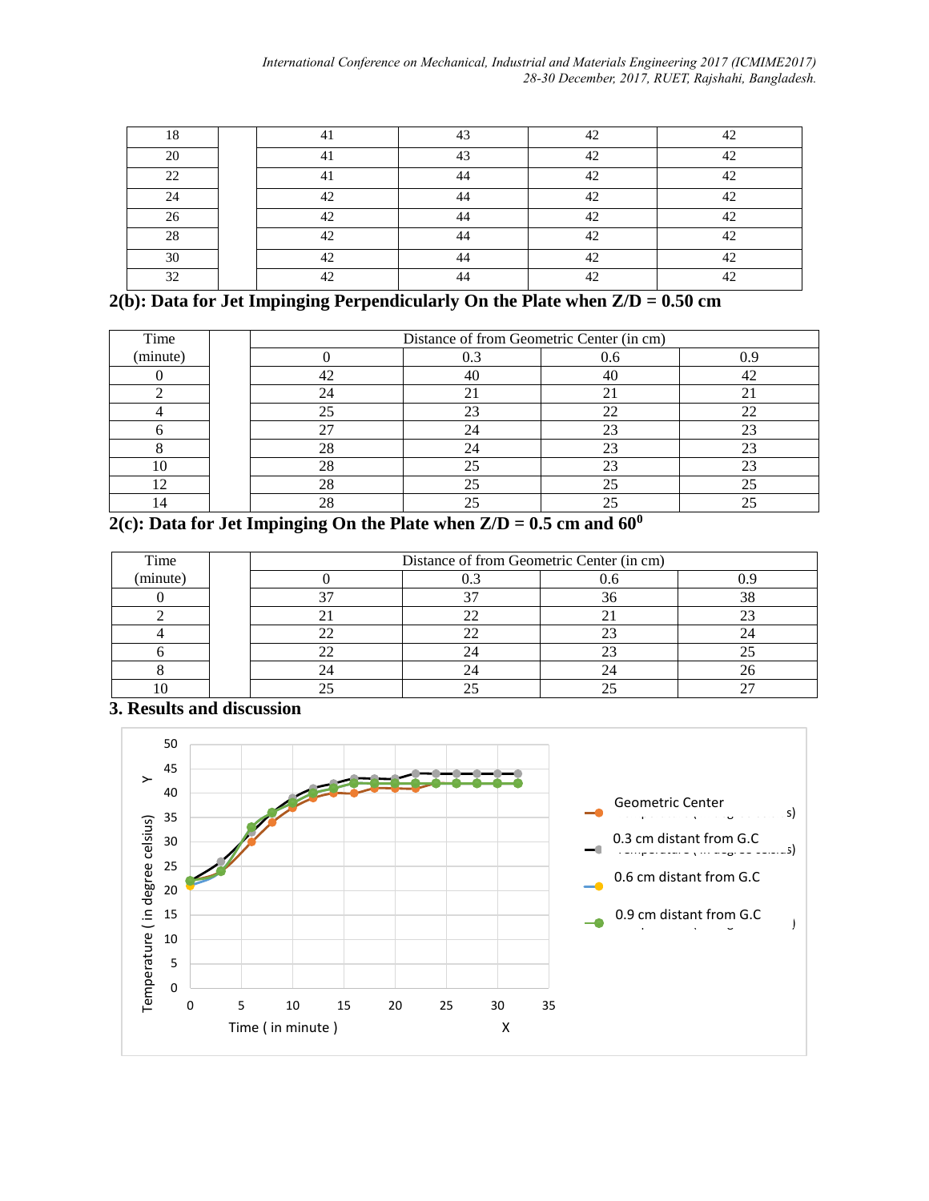| 18 | | 41 | 43 | 42 | 42 |
|---|---|---|---|---|---|
| 20 | | 41 | 43 | 42 | 42 |
| 22 | | 41 | 44 | 42 | 42 |
| 24 | | 42 | 44 | 42 | 42 |
| 26 | | 42 | 44 | 42 | 42 |
| 28 | | 42 | 44 | 42 | 42 |
| 30 | | 42 | 44 | 42 | 42 |
| 32 | | 42 | 44 | 42 | 42 |

### 2(b): Data for Jet Impinging Perpendicularly On the Plate when Z/D = 0.50 cm

| Time (minute) | | Distance of from Geometric Center (in cm) | | | |
|---|---|---|---|---|---|
| | | 0 | 0.3 | 0.6 | 0.9 |
| 0 | | 42 | 40 | 40 | 42 |
| 2 | | 24 | 21 | 21 | 21 |
| 4 | | 25 | 23 | 22 | 22 |
| 6 | | 27 | 24 | 23 | 23 |
| 8 | | 28 | 24 | 23 | 23 |
| 10 | | 28 | 25 | 23 | 23 |
| 12 | | 28 | 25 | 25 | 25 |
| 14 | | 28 | 25 | 25 | 25 |

### 2(c): Data for Jet Impinging On the Plate when Z/D = 0.5 cm and $60^0$

| Time (minute) | | Distance of from Geometric Center (in cm) | | | |
|---|---|---|---|---|---|
| | | 0 | 0.3 | 0.6 | 0.9 |
| 0 | | 37 | 37 | 36 | 38 |
| 2 | | 21 | 22 | 21 | 23 |
| 4 | | 22 | 22 | 23 | 24 |
| 6 | | 22 | 24 | 23 | 25 |
| 8 | | 24 | 24 | 24 | 26 |
| 10 | | 25 | 25 | 25 | 27 |

## 3. Results and discussion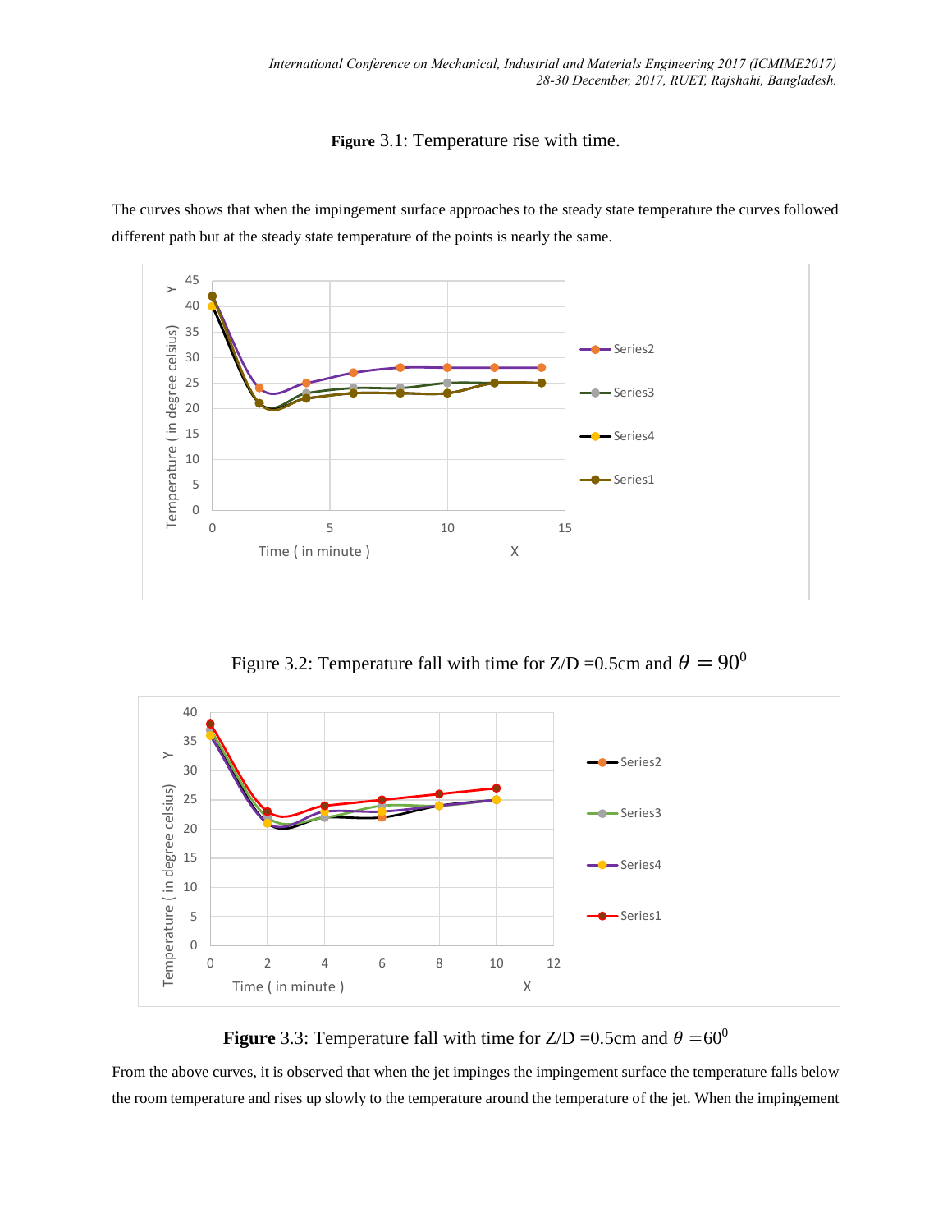**Figure** 3.1: Temperature rise with time.

The curves shows that when the impingement surface approaches to the steady state temperature the curves followed different path but at the steady state temperature of the points is nearly the same.

Figure 3.2: Temperature fall with time for Z/D =0.5cm and $\theta = 90^0$

**Figure** 3.3: Temperature fall with time for Z/D =0.5cm and $\theta = 60^0$

From the above curves, it is observed that when the jet impinges the impingement surface the temperature falls below the room temperature and rises up slowly to the temperature around the temperature of the jet. When the impingement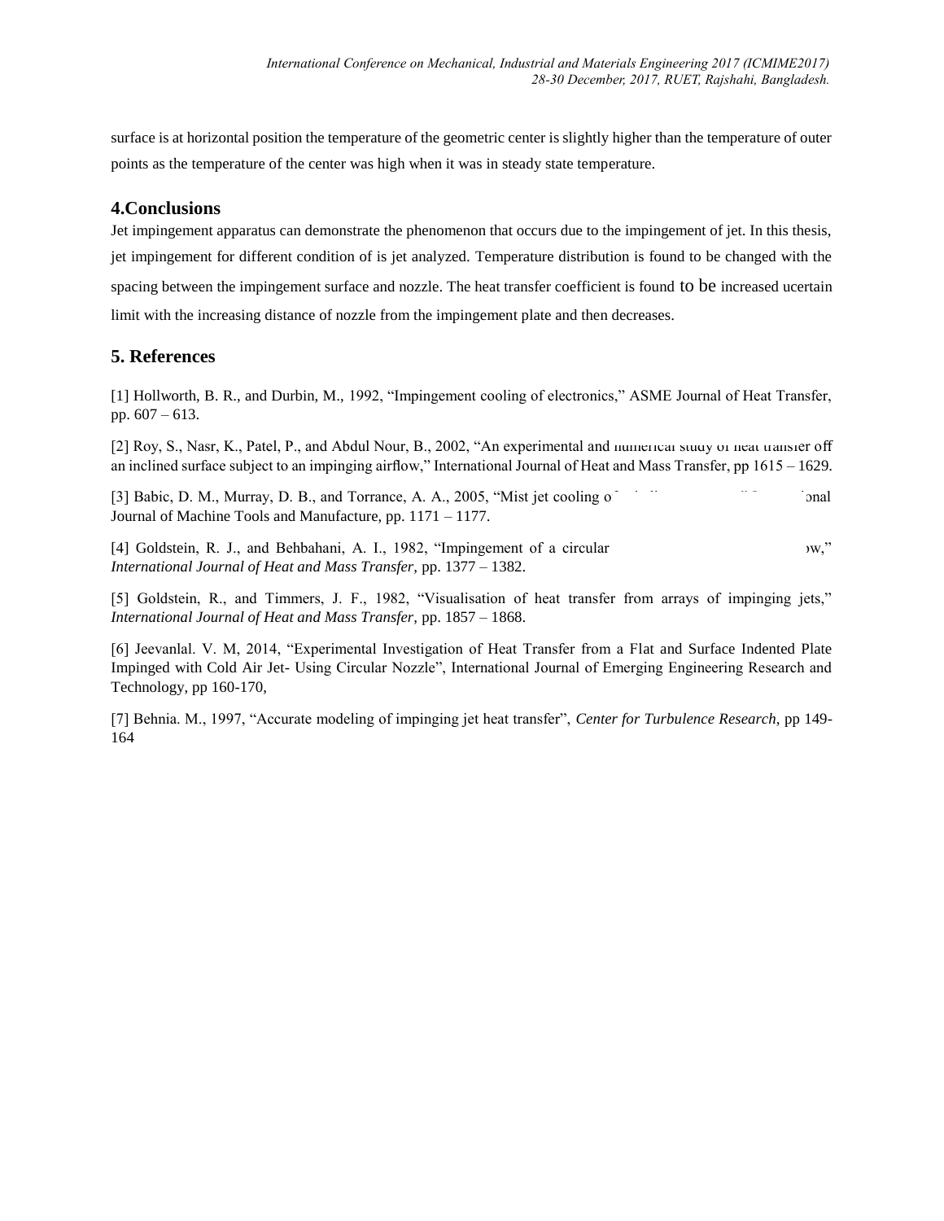surface is at horizontal position the temperature of the geometric center is slightly higher than the temperature of outer points as the temperature of the center was high when it was in steady state temperature.

## 4.Conclusions

Jet impingement apparatus can demonstrate the phenomenon that occurs due to the impingement of jet. In this thesis, jet impingement for different condition of is jet analyzed. Temperature distribution is found to be changed with the spacing between the impingement surface and nozzle. The heat transfer coefficient is found to be increased ucertain limit with the increasing distance of nozzle from the impingement plate and then decreases.

## 5. References

[1] Hollworth, B. R., and Durbin, M., 1992, "Impingement cooling of electronics," ASME Journal of Heat Transfer, pp. 607 – 613.

[2] Roy, S., Nasr, K., Patel, P., and Abdul Nour, B., 2002, "An experimental and numerical study of heat transfer off an inclined surface subject to an impinging airflow," International Journal of Heat and Mass Transfer, pp 1615 – 1629.

[3] Babic, D. M., Murray, D. B., and Torrance, A. A., 2005, "Mist jet cooling o ... onal Journal of Machine Tools and Manufacture, pp. 1171 – 1177.

[4] Goldstein, R. J., and Behbahani, A. I., 1982, "Impingement of a circular ... ow," *International Journal of Heat and Mass Transfer,* pp. 1377 – 1382.

[5] Goldstein, R., and Timmers, J. F., 1982, "Visualisation of heat transfer from arrays of impinging jets," *International Journal of Heat and Mass Transfer,* pp. 1857 – 1868.

[6] Jeevanlal. V. M, 2014, "Experimental Investigation of Heat Transfer from a Flat and Surface Indented Plate Impinged with Cold Air Jet- Using Circular Nozzle", International Journal of Emerging Engineering Research and Technology, pp 160-170,

[7] Behnia. M., 1997, "Accurate modeling of impinging jet heat transfer", *Center for Turbulence Research,* pp 149-164